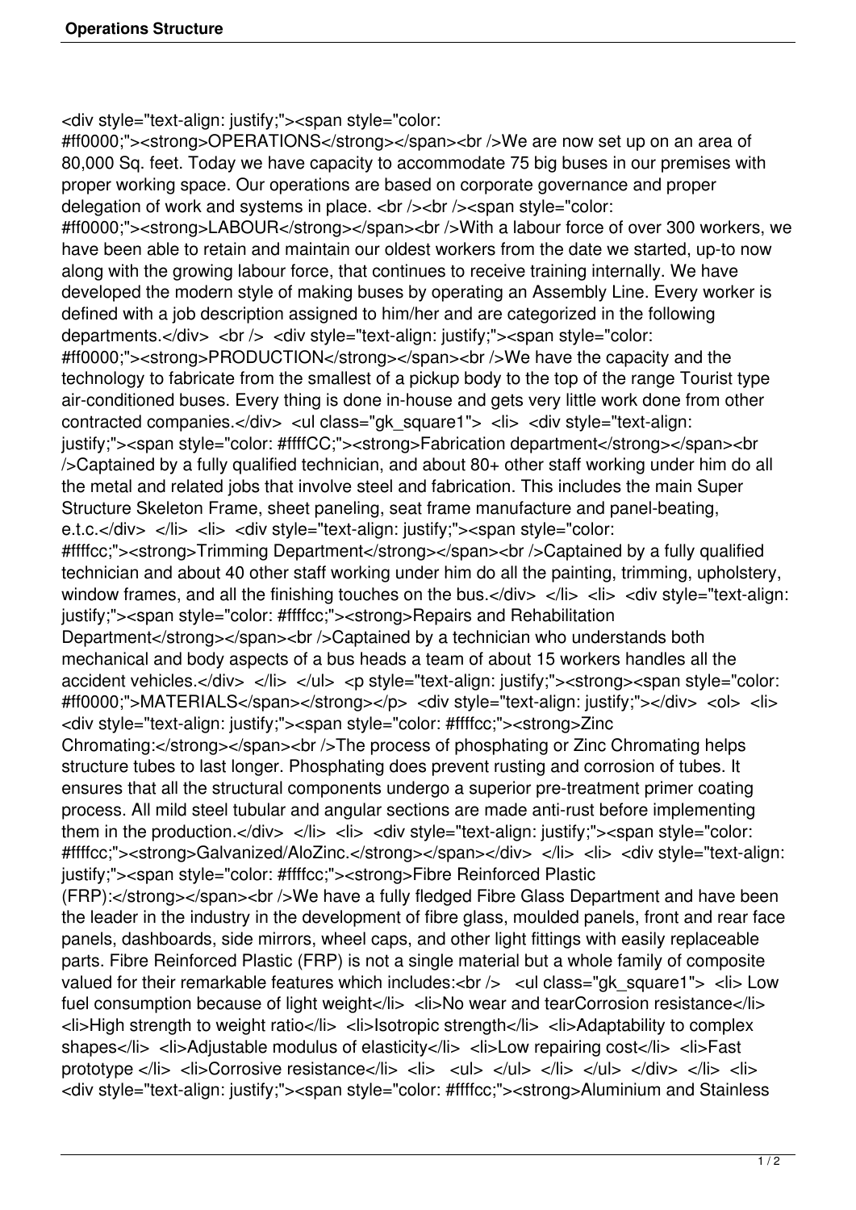<div style="text-align: justify;"><span style="color: #ff0000;"><strong>OPERATIONS</strong></span><br />We are now set up on an area of 80,000 Sq. feet. Today we have capacity to accommodate 75 big buses in our premises with proper working space. Our operations are based on corporate governance and proper delegation of work and systems in place. <br /><br /><span style="color: #ff0000;"><strong>LABOUR</strong></span><br />With a labour force of over 300 workers, we have been able to retain and maintain our oldest workers from the date we started, up-to now along with the growing labour force, that continues to receive training internally. We have developed the modern style of making buses by operating an Assembly Line. Every worker is defined with a job description assigned to him/her and are categorized in the following departments.</div>  <br />  <div style="text-align: justify;"><span style="color: #ff0000;"><strong>PRODUCTION</strong></span><br />We have the capacity and the technology to fabricate from the smallest of a pickup body to the top of the range Tourist type air-conditioned buses. Every thing is done in-house and gets very little work done from other contracted companies.</div>  <ul class="gk_square1">  <li>  <div style="text-align: justify;"><span style="color: #ffffCC;"><strong>Fabrication department</strong></span><br />Captained by a fully qualified technician, and about 80+ other staff working under him do all the metal and related jobs that involve steel and fabrication. This includes the main Super Structure Skeleton Frame, sheet paneling, seat frame manufacture and panel-beating, e.t.c.</div>  </li>  <li>  <div style="text-align: justify;"><span style="color: #ffffcc;"><strong>Trimming Department</strong></span><br />Captained by a fully qualified technician and about 40 other staff working under him do all the painting, trimming, upholstery, window frames, and all the finishing touches on the bus.</div>  </li>  <li>  <div style="text-align: justify;"><span style="color: #ffffcc;"><strong>Repairs and Rehabilitation Department</strong></span><br />Captained by a technician who understands both mechanical and body aspects of a bus heads a team of about 15 workers handles all the accident vehicles.</div>  </li>  </ul>  <p style="text-align: justify;"><strong><span style="color: #ff0000;">MATERIALS</span></strong></p>  <div style="text-align: justify;"></div>  <ol>  <li>  <div style="text-align: justify;"><span style="color: #ffffcc;"><strong>Zinc Chromating:</strong></span><br />The process of phosphating or Zinc Chromating helps structure tubes to last longer. Phosphating does prevent rusting and corrosion of tubes. It ensures that all the structural components undergo a superior pre-treatment primer coating process. All mild steel tubular and angular sections are made anti-rust before implementing them in the production.</div>  </li>  <li>  <div style="text-align: justify;"><span style="color: #ffffcc;"><strong>Galvanized/AloZinc.</strong></span></div>  </li>  <li>  <div style="text-align: justify;"><span style="color: #ffffcc;"><strong>Fibre Reinforced Plastic (FRP):</strong></span><br />We have a fully fledged Fibre Glass Department and have been the leader in the industry in the development of fibre glass, moulded panels, front and rear face panels, dashboards, side mirrors, wheel caps, and other light fittings with easily replaceable parts. Fibre Reinforced Plastic (FRP) is not a single material but a whole family of composite valued for their remarkable features which includes:<br />  <ul class="gk_square1">  <li> Low fuel consumption because of light weight</li>  <li>No wear and tearCorrosion resistance</li>  <li>High strength to weight ratio</li>  <li>Isotropic strength</li>  <li>Adaptability to complex shapes</li>  <li>Adjustable modulus of elasticity</li>  <li>Low repairing cost</li>  <li>Fast prototype </li>  <li>Corrosive resistance</li>  <li>  <ul>  </ul>  </li>  </ul>  </div>  </li>  <li>  <div style="text-align: justify;"><span style="color: #ffffcc;"><strong>Aluminium and Stainless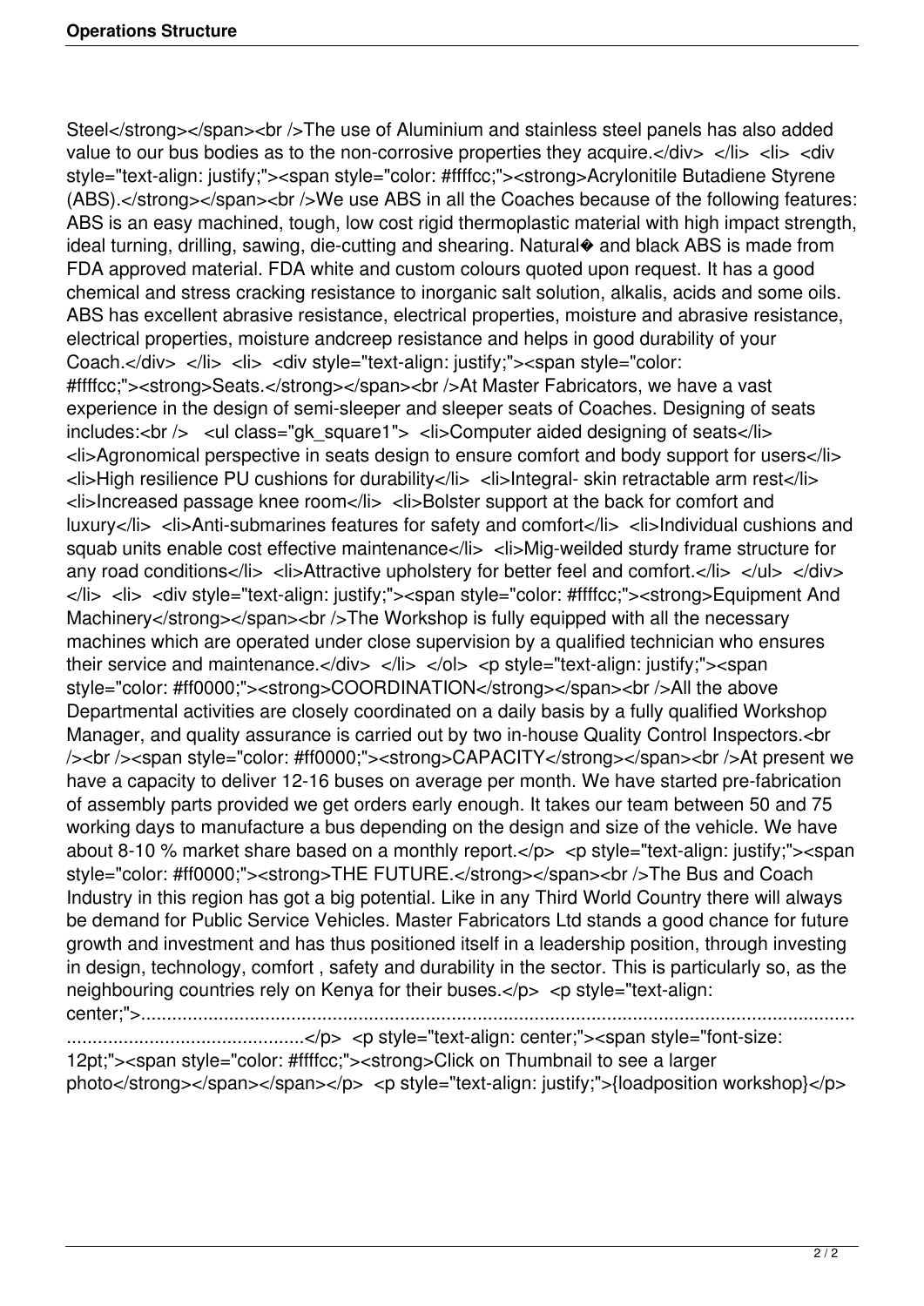Steel</strong></span><br />The use of Aluminium and stainless steel panels has also added value to our bus bodies as to the non-corrosive properties they acquire.</div> </li> <li> <div style="text-align: justify;"><span style="color: #ffffcc;"><strong>Acrylonitile Butadiene Styrene (ABS).</strong></span><br />We use ABS in all the Coaches because of the following features: ABS is an easy machined, tough, low cost rigid thermoplastic material with high impact strength, ideal turning, drilling, sawing, die-cutting and shearing. Natural� and black ABS is made from FDA approved material. FDA white and custom colours quoted upon request. It has a good chemical and stress cracking resistance to inorganic salt solution, alkalis, acids and some oils. ABS has excellent abrasive resistance, electrical properties, moisture and abrasive resistance, electrical properties, moisture andcreep resistance and helps in good durability of your Coach.</div> </li> <li> <div style="text-align: justify;"><span style="color: #ffffcc;"><strong>Seats.</strong></span><br />At Master Fabricators, we have a vast experience in the design of semi-sleeper and sleeper seats of Coaches. Designing of seats includes:<br /> <ul class="gk_square1"> <li>Computer aided designing of seats</li> <li>Agronomical perspective in seats design to ensure comfort and body support for users</li> <li>High resilience PU cushions for durability</li> <li>Integral- skin retractable arm rest</li> <li>Increased passage knee room</li> <li>Bolster support at the back for comfort and luxury</li> <li>Anti-submarines features for safety and comfort</li> <li>Individual cushions and squab units enable cost effective maintenance</li> <li>Mig-weilded sturdy frame structure for any road conditions</li> <li>Attractive upholstery for better feel and comfort.</li> </ul> </div> </li> <li> <div style="text-align: justify;"><span style="color: #ffffcc;"><strong>Equipment And Machinery</strong></span><br />The Workshop is fully equipped with all the necessary machines which are operated under close supervision by a qualified technician who ensures their service and maintenance.</div> </li> </ol> <p style="text-align: justify;"><span style="color: #ff0000;"><strong>COORDINATION</strong></span><br />All the above Departmental activities are closely coordinated on a daily basis by a fully qualified Workshop Manager, and quality assurance is carried out by two in-house Quality Control Inspectors.<br /><br /><span style="color: #ff0000;"><strong>CAPACITY</strong></span><br />At present we have a capacity to deliver 12-16 buses on average per month. We have started pre-fabrication of assembly parts provided we get orders early enough. It takes our team between 50 and 75 working days to manufacture a bus depending on the design and size of the vehicle. We have about 8-10 % market share based on a monthly report.</p> <p style="text-align: justify;"><span style="color: #ff0000;"><strong>THE FUTURE.</strong></span><br />The Bus and Coach Industry in this region has got a big potential. Like in any Third World Country there will always be demand for Public Service Vehicles. Master Fabricators Ltd stands a good chance for future growth and investment and has thus positioned itself in a leadership position, through investing in design, technology, comfort , safety and durability in the sector. This is particularly so, as the neighbouring countries rely on Kenya for their buses.</p> <p style="text-align: center;">.......................................................................................................................................................................................</p> <p style="text-align: center;"><span style="font-size: 12pt;"><span style="color: #ffffcc;"><strong>Click on Thumbnail to see a larger photo</strong></span></span></p> <p style="text-align: justify;">{loadposition workshop}</p>